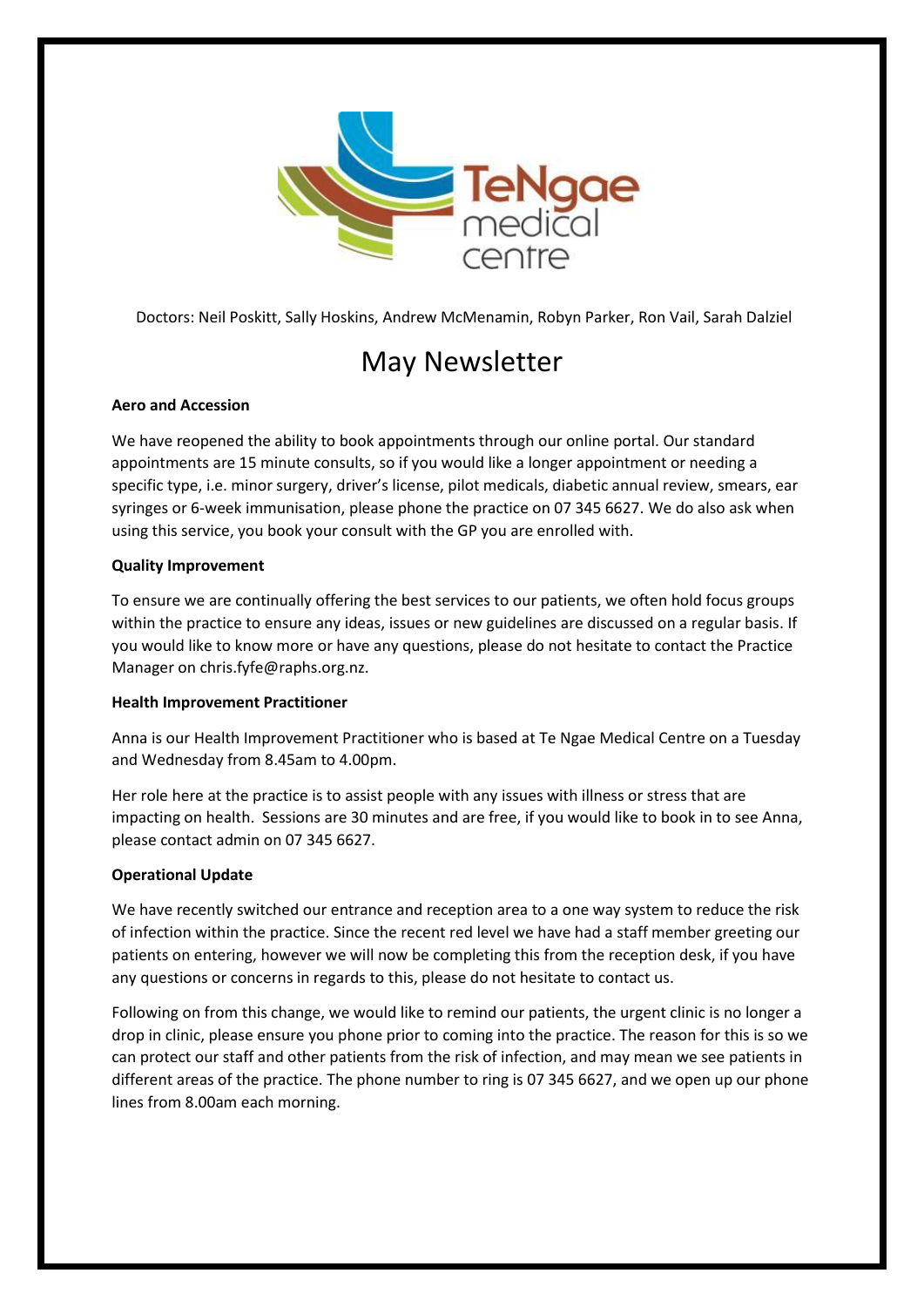TeNgae medical centre

Doctors: Neil Poskitt, Sally Hoskins, Andrew McMenamin, Robyn Parker, Ron Vail, Sarah Dalziel

# May Newsletter

**Aero and Accession**

We have reopened the ability to book appointments through our online portal. Our standard appointments are 15 minute consults, so if you would like a longer appointment or needing a specific type, i.e. minor surgery, driver's license, pilot medicals, diabetic annual review, smears, ear syringes or 6-week immunisation, please phone the practice on 07 345 6627. We do also ask when using this service, you book your consult with the GP you are enrolled with.

**Quality Improvement**

To ensure we are continually offering the best services to our patients, we often hold focus groups within the practice to ensure any ideas, issues or new guidelines are discussed on a regular basis. If you would like to know more or have any questions, please do not hesitate to contact the Practice Manager on chris.fyfe@raphs.org.nz.

**Health Improvement Practitioner**

Anna is our Health Improvement Practitioner who is based at Te Ngae Medical Centre on a Tuesday and Wednesday from 8.45am to 4.00pm.

Her role here at the practice is to assist people with any issues with illness or stress that are impacting on health. Sessions are 30 minutes and are free, if you would like to book in to see Anna, please contact admin on 07 345 6627.

**Operational Update**

We have recently switched our entrance and reception area to a one way system to reduce the risk of infection within the practice. Since the recent red level we have had a staff member greeting our patients on entering, however we will now be completing this from the reception desk, if you have any questions or concerns in regards to this, please do not hesitate to contact us.

Following on from this change, we would like to remind our patients, the urgent clinic is no longer a drop in clinic, please ensure you phone prior to coming into the practice. The reason for this is so we can protect our staff and other patients from the risk of infection, and may mean we see patients in different areas of the practice. The phone number to ring is 07 345 6627, and we open up our phone lines from 8.00am each morning.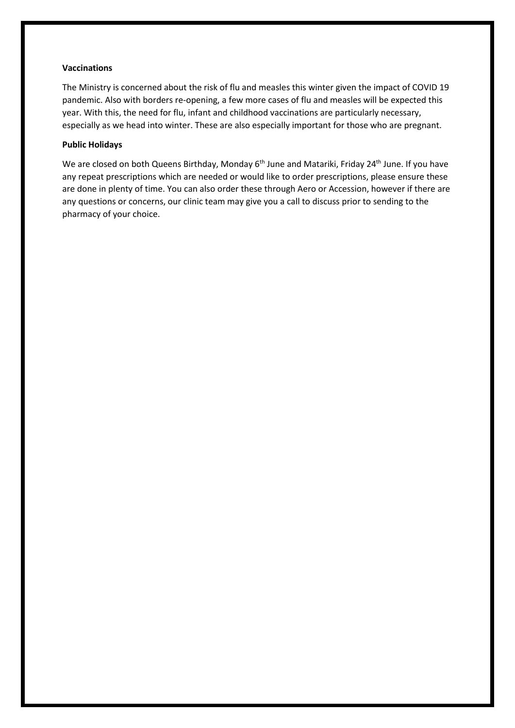**Vaccinations**

The Ministry is concerned about the risk of flu and measles this winter given the impact of COVID 19 pandemic. Also with borders re-opening, a few more cases of flu and measles will be expected this year. With this, the need for flu, infant and childhood vaccinations are particularly necessary, especially as we head into winter. These are also especially important for those who are pregnant.

**Public Holidays**

We are closed on both Queens Birthday, Monday 6th June and Matariki, Friday 24th June. If you have any repeat prescriptions which are needed or would like to order prescriptions, please ensure these are done in plenty of time. You can also order these through Aero or Accession, however if there are any questions or concerns, our clinic team may give you a call to discuss prior to sending to the pharmacy of your choice.